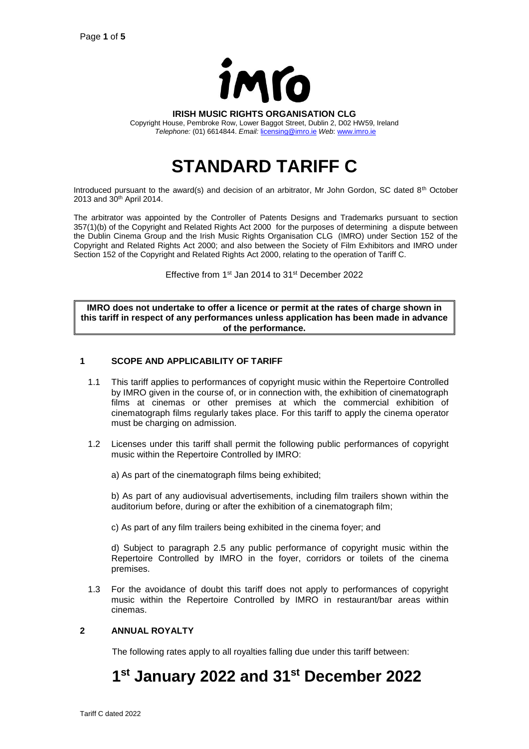**IRISH MUSIC RIGHTS ORGANISATION CLG**

Copyright House, Pembroke Row, Lower Baggot Street, Dublin 2, D02 HW59, Ireland
*Telephone:* (01) 6614844. *Email:* licensing@imro.ie *Web*: www.imro.ie

# STANDARD TARIFF C

Introduced pursuant to the award(s) and decision of an arbitrator, Mr John Gordon, SC dated 8th October 2013 and 30th April 2014.

The arbitrator was appointed by the Controller of Patents Designs and Trademarks pursuant to section 357(1)(b) of the Copyright and Related Rights Act 2000 for the purposes of determining a dispute between the Dublin Cinema Group and the Irish Music Rights Organisation CLG (IMRO) under Section 152 of the Copyright and Related Rights Act 2000; and also between the Society of Film Exhibitors and IMRO under Section 152 of the Copyright and Related Rights Act 2000, relating to the operation of Tariff C.

Effective from 1st Jan 2014 to 31st December 2022

**IMRO does not undertake to offer a licence or permit at the rates of charge shown in this tariff in respect of any performances unless application has been made in advance of the performance.**

## 1 SCOPE AND APPLICABILITY OF TARIFF

1.1 This tariff applies to performances of copyright music within the Repertoire Controlled by IMRO given in the course of, or in connection with, the exhibition of cinematograph films at cinemas or other premises at which the commercial exhibition of cinematograph films regularly takes place. For this tariff to apply the cinema operator must be charging on admission.

1.2 Licenses under this tariff shall permit the following public performances of copyright music within the Repertoire Controlled by IMRO:

a) As part of the cinematograph films being exhibited;

b) As part of any audiovisual advertisements, including film trailers shown within the auditorium before, during or after the exhibition of a cinematograph film;

c) As part of any film trailers being exhibited in the cinema foyer; and

d) Subject to paragraph 2.5 any public performance of copyright music within the Repertoire Controlled by IMRO in the foyer, corridors or toilets of the cinema premises.

1.3 For the avoidance of doubt this tariff does not apply to performances of copyright music within the Repertoire Controlled by IMRO in restaurant/bar areas within cinemas.

## 2 ANNUAL ROYALTY

The following rates apply to all royalties falling due under this tariff between:

# 1st January 2022 and 31st December 2022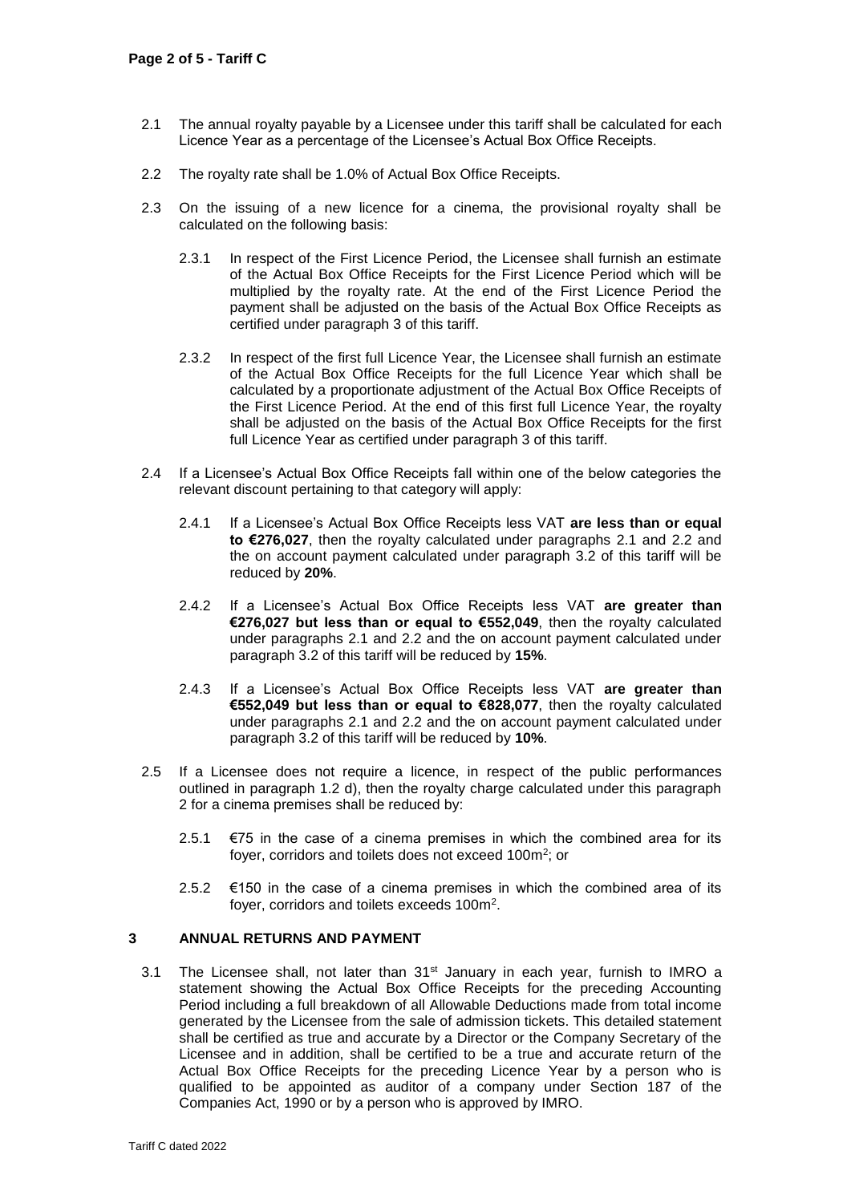2.1 The annual royalty payable by a Licensee under this tariff shall be calculated for each Licence Year as a percentage of the Licensee's Actual Box Office Receipts.

2.2 The royalty rate shall be 1.0% of Actual Box Office Receipts.

2.3 On the issuing of a new licence for a cinema, the provisional royalty shall be calculated on the following basis:

2.3.1 In respect of the First Licence Period, the Licensee shall furnish an estimate of the Actual Box Office Receipts for the First Licence Period which will be multiplied by the royalty rate. At the end of the First Licence Period the payment shall be adjusted on the basis of the Actual Box Office Receipts as certified under paragraph 3 of this tariff.

2.3.2 In respect of the first full Licence Year, the Licensee shall furnish an estimate of the Actual Box Office Receipts for the full Licence Year which shall be calculated by a proportionate adjustment of the Actual Box Office Receipts of the First Licence Period. At the end of this first full Licence Year, the royalty shall be adjusted on the basis of the Actual Box Office Receipts for the first full Licence Year as certified under paragraph 3 of this tariff.

2.4 If a Licensee's Actual Box Office Receipts fall within one of the below categories the relevant discount pertaining to that category will apply:

2.4.1 If a Licensee's Actual Box Office Receipts less VAT **are less than or equal to €276,027**, then the royalty calculated under paragraphs 2.1 and 2.2 and the on account payment calculated under paragraph 3.2 of this tariff will be reduced by **20%**.

2.4.2 If a Licensee's Actual Box Office Receipts less VAT **are greater than €276,027 but less than or equal to €552,049**, then the royalty calculated under paragraphs 2.1 and 2.2 and the on account payment calculated under paragraph 3.2 of this tariff will be reduced by **15%**.

2.4.3 If a Licensee's Actual Box Office Receipts less VAT **are greater than €552,049 but less than or equal to €828,077**, then the royalty calculated under paragraphs 2.1 and 2.2 and the on account payment calculated under paragraph 3.2 of this tariff will be reduced by **10%**.

2.5 If a Licensee does not require a licence, in respect of the public performances outlined in paragraph 1.2 d), then the royalty charge calculated under this paragraph 2 for a cinema premises shall be reduced by:

2.5.1 €75 in the case of a cinema premises in which the combined area for its foyer, corridors and toilets does not exceed $100m^2$; or

2.5.2 €150 in the case of a cinema premises in which the combined area of its foyer, corridors and toilets exceeds $100m^2$.

## 3 ANNUAL RETURNS AND PAYMENT

3.1 The Licensee shall, not later than 31st January in each year, furnish to IMRO a statement showing the Actual Box Office Receipts for the preceding Accounting Period including a full breakdown of all Allowable Deductions made from total income generated by the Licensee from the sale of admission tickets. This detailed statement shall be certified as true and accurate by a Director or the Company Secretary of the Licensee and in addition, shall be certified to be a true and accurate return of the Actual Box Office Receipts for the preceding Licence Year by a person who is qualified to be appointed as auditor of a company under Section 187 of the Companies Act, 1990 or by a person who is approved by IMRO.

Tariff C dated 2022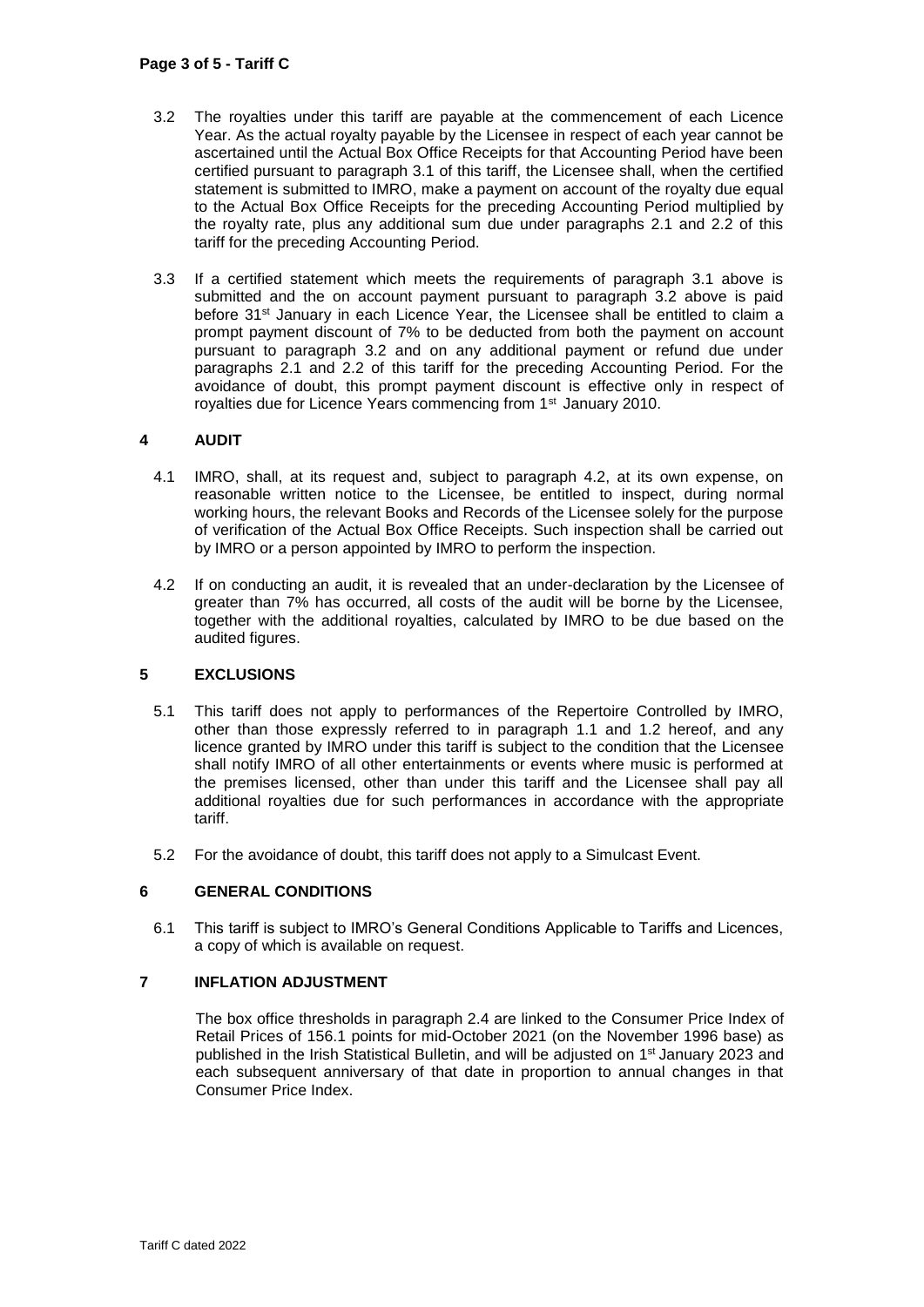3.2 The royalties under this tariff are payable at the commencement of each Licence Year. As the actual royalty payable by the Licensee in respect of each year cannot be ascertained until the Actual Box Office Receipts for that Accounting Period have been certified pursuant to paragraph 3.1 of this tariff, the Licensee shall, when the certified statement is submitted to IMRO, make a payment on account of the royalty due equal to the Actual Box Office Receipts for the preceding Accounting Period multiplied by the royalty rate, plus any additional sum due under paragraphs 2.1 and 2.2 of this tariff for the preceding Accounting Period.

3.3 If a certified statement which meets the requirements of paragraph 3.1 above is submitted and the on account payment pursuant to paragraph 3.2 above is paid before 31st January in each Licence Year, the Licensee shall be entitled to claim a prompt payment discount of 7% to be deducted from both the payment on account pursuant to paragraph 3.2 and on any additional payment or refund due under paragraphs 2.1 and 2.2 of this tariff for the preceding Accounting Period. For the avoidance of doubt, this prompt payment discount is effective only in respect of royalties due for Licence Years commencing from 1st January 2010.

## 4 AUDIT

4.1 IMRO, shall, at its request and, subject to paragraph 4.2, at its own expense, on reasonable written notice to the Licensee, be entitled to inspect, during normal working hours, the relevant Books and Records of the Licensee solely for the purpose of verification of the Actual Box Office Receipts. Such inspection shall be carried out by IMRO or a person appointed by IMRO to perform the inspection.

4.2 If on conducting an audit, it is revealed that an under-declaration by the Licensee of greater than 7% has occurred, all costs of the audit will be borne by the Licensee, together with the additional royalties, calculated by IMRO to be due based on the audited figures.

## 5 EXCLUSIONS

5.1 This tariff does not apply to performances of the Repertoire Controlled by IMRO, other than those expressly referred to in paragraph 1.1 and 1.2 hereof, and any licence granted by IMRO under this tariff is subject to the condition that the Licensee shall notify IMRO of all other entertainments or events where music is performed at the premises licensed, other than under this tariff and the Licensee shall pay all additional royalties due for such performances in accordance with the appropriate tariff.

5.2 For the avoidance of doubt, this tariff does not apply to a Simulcast Event.

## 6 GENERAL CONDITIONS

6.1 This tariff is subject to IMRO's General Conditions Applicable to Tariffs and Licences, a copy of which is available on request.

## 7 INFLATION ADJUSTMENT

The box office thresholds in paragraph 2.4 are linked to the Consumer Price Index of Retail Prices of 156.1 points for mid-October 2021 (on the November 1996 base) as published in the Irish Statistical Bulletin, and will be adjusted on 1st January 2023 and each subsequent anniversary of that date in proportion to annual changes in that Consumer Price Index.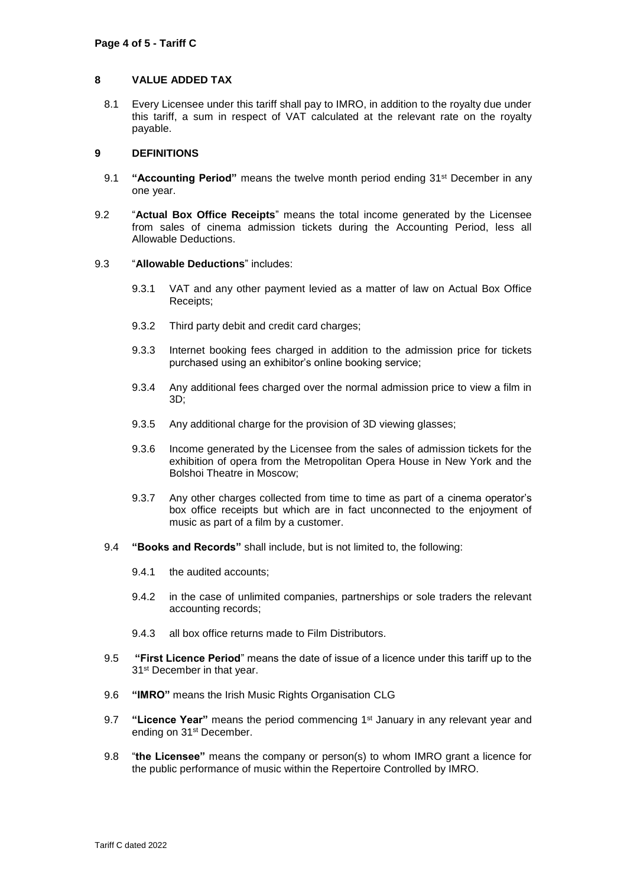## 8 VALUE ADDED TAX

8.1 Every Licensee under this tariff shall pay to IMRO, in addition to the royalty due under this tariff, a sum in respect of VAT calculated at the relevant rate on the royalty payable.

## 9 DEFINITIONS

9.1 **"Accounting Period"** means the twelve month period ending 31st December in any one year.

9.2 "**Actual Box Office Receipts**" means the total income generated by the Licensee from sales of cinema admission tickets during the Accounting Period, less all Allowable Deductions.

9.3 "**Allowable Deductions**" includes:

9.3.1 VAT and any other payment levied as a matter of law on Actual Box Office Receipts;

9.3.2 Third party debit and credit card charges;

9.3.3 Internet booking fees charged in addition to the admission price for tickets purchased using an exhibitor's online booking service;

9.3.4 Any additional fees charged over the normal admission price to view a film in 3D;

9.3.5 Any additional charge for the provision of 3D viewing glasses;

9.3.6 Income generated by the Licensee from the sales of admission tickets for the exhibition of opera from the Metropolitan Opera House in New York and the Bolshoi Theatre in Moscow;

9.3.7 Any other charges collected from time to time as part of a cinema operator's box office receipts but which are in fact unconnected to the enjoyment of music as part of a film by a customer.

9.4 **"Books and Records"** shall include, but is not limited to, the following:

9.4.1 the audited accounts;

9.4.2 in the case of unlimited companies, partnerships or sole traders the relevant accounting records;

9.4.3 all box office returns made to Film Distributors.

9.5 **"First Licence Period**" means the date of issue of a licence under this tariff up to the 31st December in that year.

9.6 **"IMRO"** means the Irish Music Rights Organisation CLG

9.7 **"Licence Year"** means the period commencing 1st January in any relevant year and ending on 31st December.

9.8 "**the Licensee"** means the company or person(s) to whom IMRO grant a licence for the public performance of music within the Repertoire Controlled by IMRO.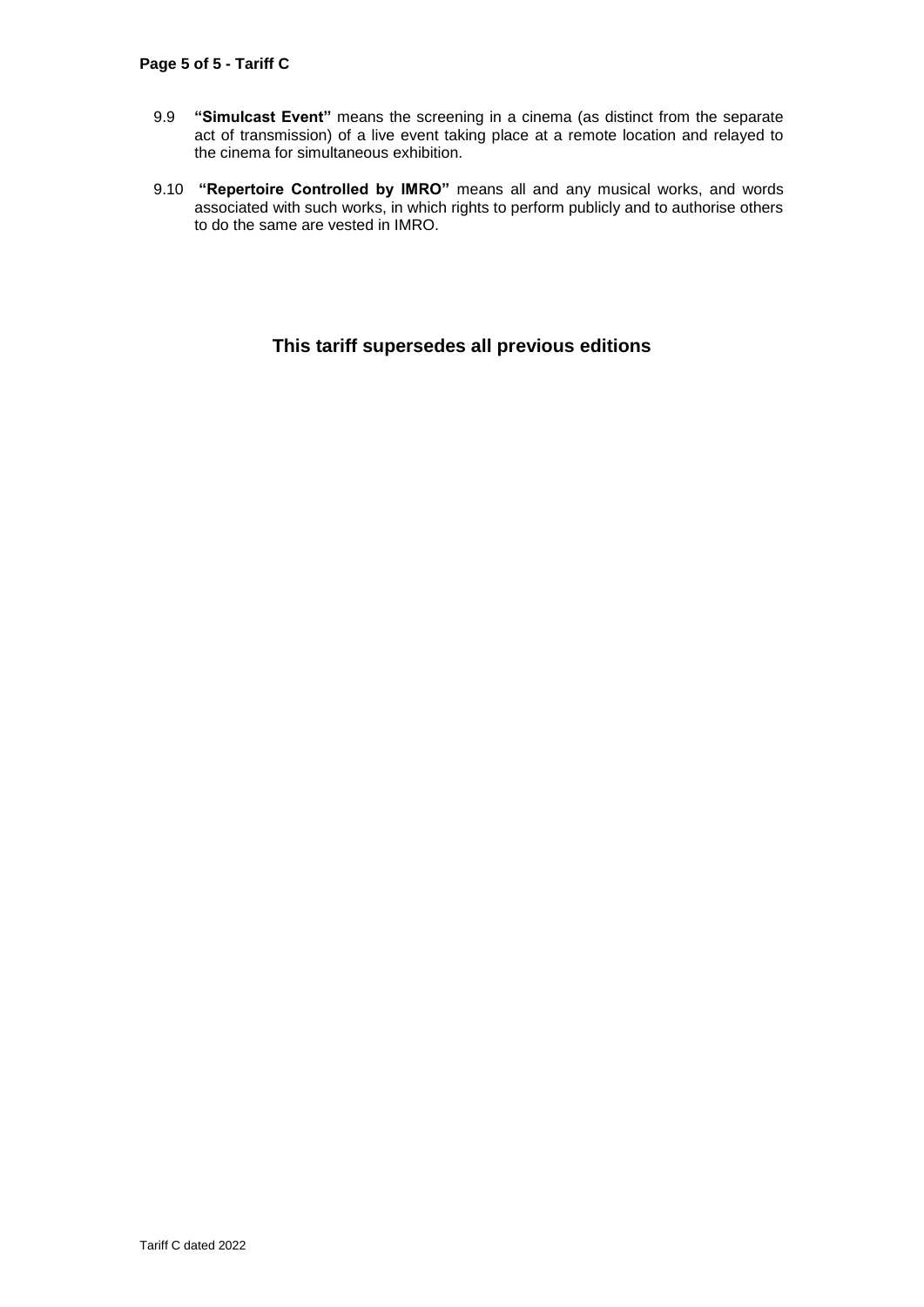9.9 **"Simulcast Event"** means the screening in a cinema (as distinct from the separate act of transmission) of a live event taking place at a remote location and relayed to the cinema for simultaneous exhibition.

9.10 **"Repertoire Controlled by IMRO"** means all and any musical works, and words associated with such works, in which rights to perform publicly and to authorise others to do the same are vested in IMRO.

**This tariff supersedes all previous editions**